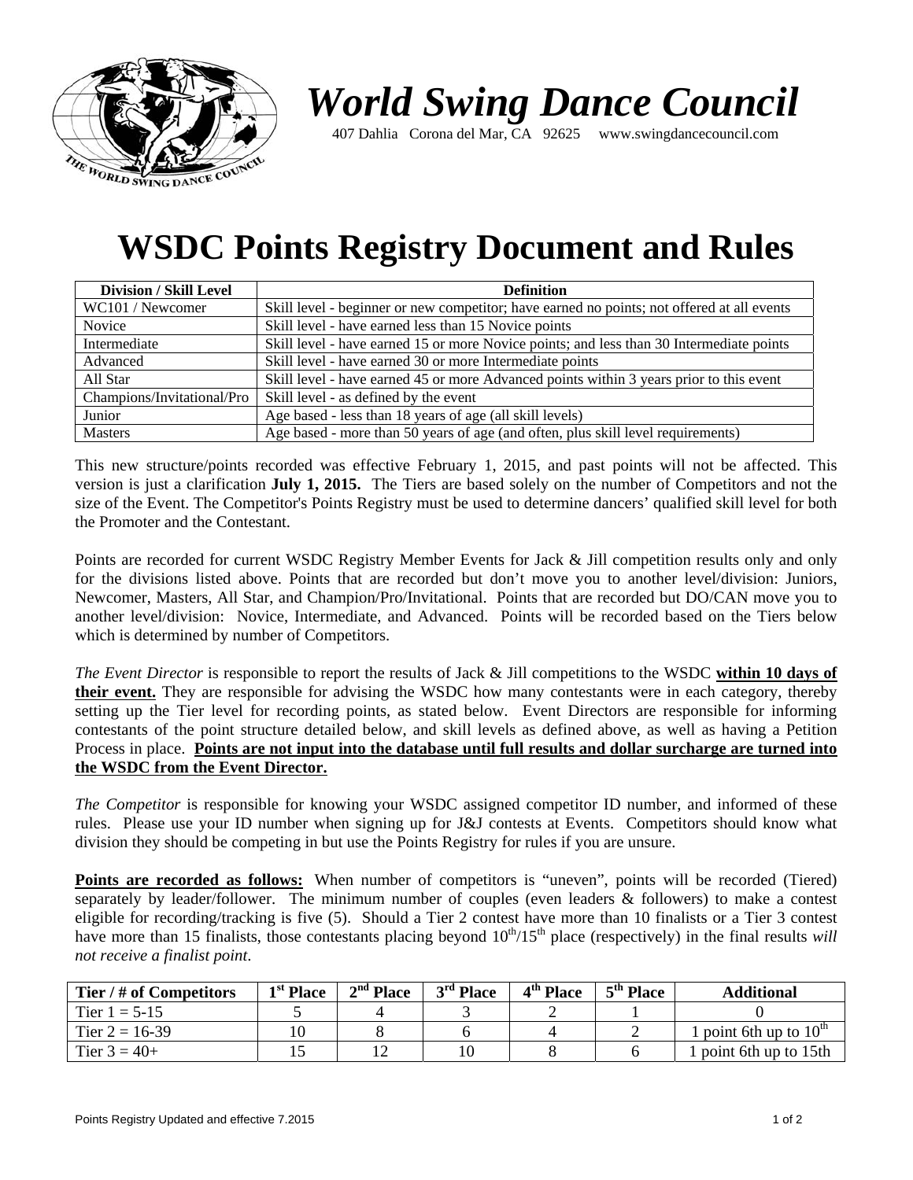# World Swing Dance Council

407 Dahlia Corona del Mar, CA 92625 www.swingdancecouncil.com

# WSDC Points Registry Document and Rules

| Division / Skill Level | Definition |
|---|---|
| WC101 / Newcomer | Skill level - beginner or new competitor; have earned no points; not offered at all events |
| Novice | Skill level - have earned less than 15 Novice points |
| Intermediate | Skill level - have earned 15 or more Novice points; and less than 30 Intermediate points |
| Advanced | Skill level - have earned 30 or more Intermediate points |
| All Star | Skill level - have earned 45 or more Advanced points within 3 years prior to this event |
| Champions/Invitational/Pro | Skill level - as defined by the event |
| Junior | Age based - less than 18 years of age (all skill levels) |
| Masters | Age based - more than 50 years of age (and often, plus skill level requirements) |

This new structure/points recorded was effective February 1, 2015, and past points will not be affected. This version is just a clarification **July 1, 2015.** The Tiers are based solely on the number of Competitors and not the size of the Event. The Competitor's Points Registry must be used to determine dancers' qualified skill level for both the Promoter and the Contestant.

Points are recorded for current WSDC Registry Member Events for Jack & Jill competition results only and only for the divisions listed above. Points that are recorded but don't move you to another level/division: Juniors, Newcomer, Masters, All Star, and Champion/Pro/Invitational. Points that are recorded but DO/CAN move you to another level/division: Novice, Intermediate, and Advanced. Points will be recorded based on the Tiers below which is determined by number of Competitors.

*The Event Director* is responsible to report the results of Jack & Jill competitions to the WSDC **within 10 days of their event.** They are responsible for advising the WSDC how many contestants were in each category, thereby setting up the Tier level for recording points, as stated below. Event Directors are responsible for informing contestants of the point structure detailed below, and skill levels as defined above, as well as having a Petition Process in place. **Points are not input into the database until full results and dollar surcharge are turned into the WSDC from the Event Director.**

*The Competitor* is responsible for knowing your WSDC assigned competitor ID number, and informed of these rules. Please use your ID number when signing up for J&J contests at Events. Competitors should know what division they should be competing in but use the Points Registry for rules if you are unsure.

**Points are recorded as follows:** When number of competitors is "uneven", points will be recorded (Tiered) separately by leader/follower. The minimum number of couples (even leaders & followers) to make a contest eligible for recording/tracking is five (5). Should a Tier 2 contest have more than 10 finalists or a Tier 3 contest have more than 15 finalists, those contestants placing beyond 10th/15th place (respectively) in the final results *will not receive a finalist point*.

| Tier / # of Competitors | 1st Place | 2nd Place | 3rd Place | 4th Place | 5th Place | Additional |
|---|---|---|---|---|---|---|
| Tier 1 = 5-15 | 5 | 4 | 3 | 2 | 1 | 0 |
| Tier 2 = 16-39 | 10 | 8 | 6 | 4 | 2 | 1 point 6th up to 10th |
| Tier 3 = 40+ | 15 | 12 | 10 | 8 | 6 | 1 point 6th up to 15th |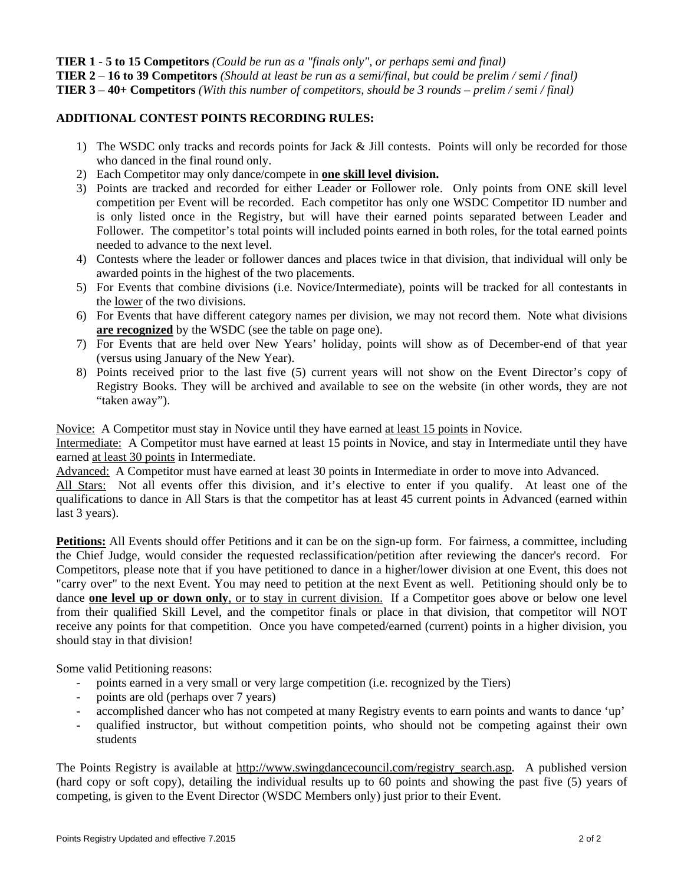**TIER 1 - 5 to 15 Competitors** *(Could be run as a "finals only", or perhaps semi and final)*
**TIER 2** – **16 to 39 Competitors** *(Should at least be run as a semi/final, but could be prelim / semi / final)*
**TIER 3** – **40+ Competitors** *(With this number of competitors, should be 3 rounds – prelim / semi / final)*

**ADDITIONAL CONTEST POINTS RECORDING RULES:**

1) The WSDC only tracks and records points for Jack & Jill contests. Points will only be recorded for those who danced in the final round only.
2) Each Competitor may only dance/compete in **one skill level division.**
3) Points are tracked and recorded for either Leader or Follower role. Only points from ONE skill level competition per Event will be recorded. Each competitor has only one WSDC Competitor ID number and is only listed once in the Registry, but will have their earned points separated between Leader and Follower. The competitor's total points will included points earned in both roles, for the total earned points needed to advance to the next level.
4) Contests where the leader or follower dances and places twice in that division, that individual will only be awarded points in the highest of the two placements.
5) For Events that combine divisions (i.e. Novice/Intermediate), points will be tracked for all contestants in the lower of the two divisions.
6) For Events that have different category names per division, we may not record them. Note what divisions **are recognized** by the WSDC (see the table on page one).
7) For Events that are held over New Years' holiday, points will show as of December-end of that year (versus using January of the New Year).
8) Points received prior to the last five (5) current years will not show on the Event Director's copy of Registry Books. They will be archived and available to see on the website (in other words, they are not "taken away").

Novice: A Competitor must stay in Novice until they have earned at least 15 points in Novice.
Intermediate: A Competitor must have earned at least 15 points in Novice, and stay in Intermediate until they have earned at least 30 points in Intermediate.
Advanced: A Competitor must have earned at least 30 points in Intermediate in order to move into Advanced.
All Stars: Not all events offer this division, and it's elective to enter if you qualify. At least one of the qualifications to dance in All Stars is that the competitor has at least 45 current points in Advanced (earned within last 3 years).

**Petitions:** All Events should offer Petitions and it can be on the sign-up form. For fairness, a committee, including the Chief Judge, would consider the requested reclassification/petition after reviewing the dancer's record. For Competitors, please note that if you have petitioned to dance in a higher/lower division at one Event, this does not "carry over" to the next Event. You may need to petition at the next Event as well. Petitioning should only be to dance **one level up or down only**, or to stay in current division. If a Competitor goes above or below one level from their qualified Skill Level, and the competitor finals or place in that division, that competitor will NOT receive any points for that competition. Once you have competed/earned (current) points in a higher division, you should stay in that division!

Some valid Petitioning reasons:

- points earned in a very small or very large competition (i.e. recognized by the Tiers)
- points are old (perhaps over 7 years)
- accomplished dancer who has not competed at many Registry events to earn points and wants to dance 'up'
- qualified instructor, but without competition points, who should not be competing against their own students

The Points Registry is available at http://www.swingdancecouncil.com/registry_search.asp. A published version (hard copy or soft copy), detailing the individual results up to 60 points and showing the past five (5) years of competing, is given to the Event Director (WSDC Members only) just prior to their Event.

Points Registry Updated and effective 7.2015